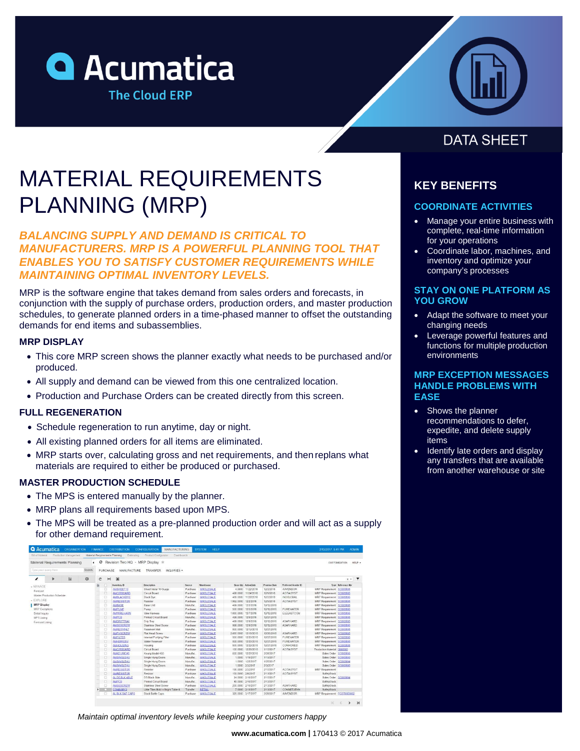Acumatica
The Cloud ERP

DATA SHEET

# MATERIAL REQUIREMENTS PLANNING (MRP)

***BALANCING SUPPLY AND DEMAND IS CRITICAL TO MANUFACTURERS. MRP IS A POWERFUL PLANNING TOOL THAT ENABLES YOU TO SATISFY CUSTOMER REQUIREMENTS WHILE MAINTAINING OPTIMAL INVENTORY LEVELS.***

MRP is the software engine that takes demand from sales orders and forecasts, in conjunction with the supply of purchase orders, production orders, and master production schedules, to generate planned orders in a time-phased manner to offset the outstanding demands for end items and subassemblies.

### MRP DISPLAY

- This core MRP screen shows the planner exactly what needs to be purchased and/or produced.
- All supply and demand can be viewed from this one centralized location.
- Production and Purchase Orders can be created directly from this screen.

### FULL REGENERATION

- Schedule regeneration to run anytime, day or night.
- All existing planned orders for all items are eliminated.
- MRP starts over, calculating gross and net requirements, and then replans what materials are required to either be produced or purchased.

### MASTER PRODUCTION SCHEDULE

- The MPS is entered manually by the planner.
- MRP plans all requirements based upon MPS.
- The MPS will be treated as a pre-planned production order and will act as a supply for other demand requirement.

*Maintain optimal inventory levels while keeping your customers happy*

## KEY BENEFITS

### COORDINATE ACTIVITIES

- Manage your entire business with complete, real-time information for your operations
- Coordinate labor, machines, and inventory and optimize your company's processes

### STAY ON ONE PLATFORM AS YOU GROW

- Adapt the software to meet your changing needs
- Leverage powerful features and functions for multiple production environments

### MRP EXCEPTION MESSAGES HANDLE PROBLEMS WITH EASE

- Shows the planner recommendations to defer, expedite, and delete supply items
- Identify late orders and display any transfers that are available from another warehouse or site

**www.acumatica.com |** 170413 © 2017 Acumatica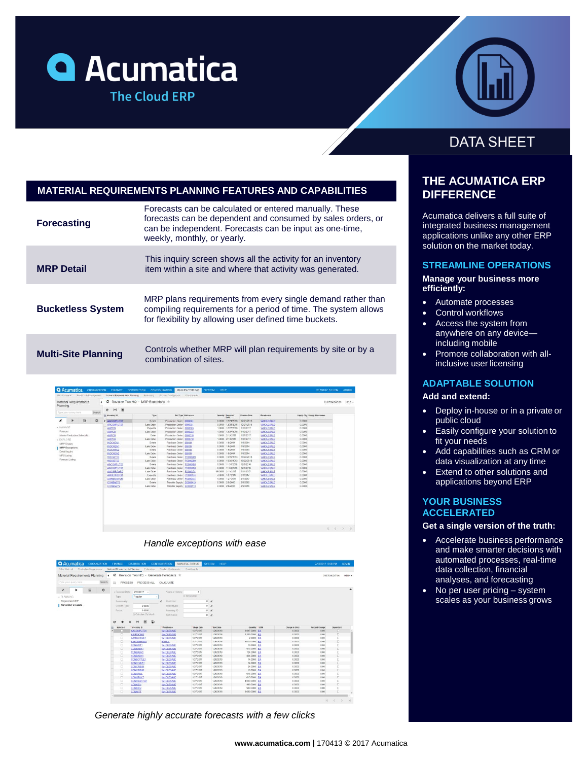# Acumatica

The Cloud ERP

DATA SHEET

## MATERIAL REQUIREMENTS PLANNING FEATURES AND CAPABILITIES

| | |
|---|---|
| **Forecasting** | Forecasts can be calculated or entered manually. These forecasts can be dependent and consumed by sales orders, or can be independent. Forecasts can be input as one-time, weekly, monthly, or yearly. |
| **MRP Detail** | This inquiry screen shows all the activity for an inventory item within a site and where that activity was generated. |
| **Bucketless System** | MRP plans requirements from every single demand rather than compiling requirements for a period of time. The system allows for flexibility by allowing user defined time buckets. |
| **Multi-Site Planning** | Controls whether MRP will plan requirements by site or by a combination of sites. |

*Handle exceptions with ease*

*Generate highly accurate forecasts with a few clicks*

## THE ACUMATICA ERP DIFFERENCE

Acumatica delivers a full suite of integrated business management applications unlike any other ERP solution on the market today.

### STREAMLINE OPERATIONS

**Manage your business more efficiently:**

- Automate processes
- Control workflows
- Access the system from anywhere on any device—including mobile
- Promote collaboration with all-inclusive user licensing

### ADAPTABLE SOLUTION

**Add and extend:**

- Deploy in-house or in a private or public cloud
- Easily configure your solution to fit your needs
- Add capabilities such as CRM or data visualization at any time
- Extend to other solutions and applications beyond ERP

### YOUR BUSINESS ACCELERATED

**Get a single version of the truth:**

- Accelerate business performance and make smarter decisions with automated processes, real-time data collection, financial analyses, and forecasting
- No per user pricing – system scales as your business grows

**www.acumatica.com |** 170413 © 2017 Acumatica